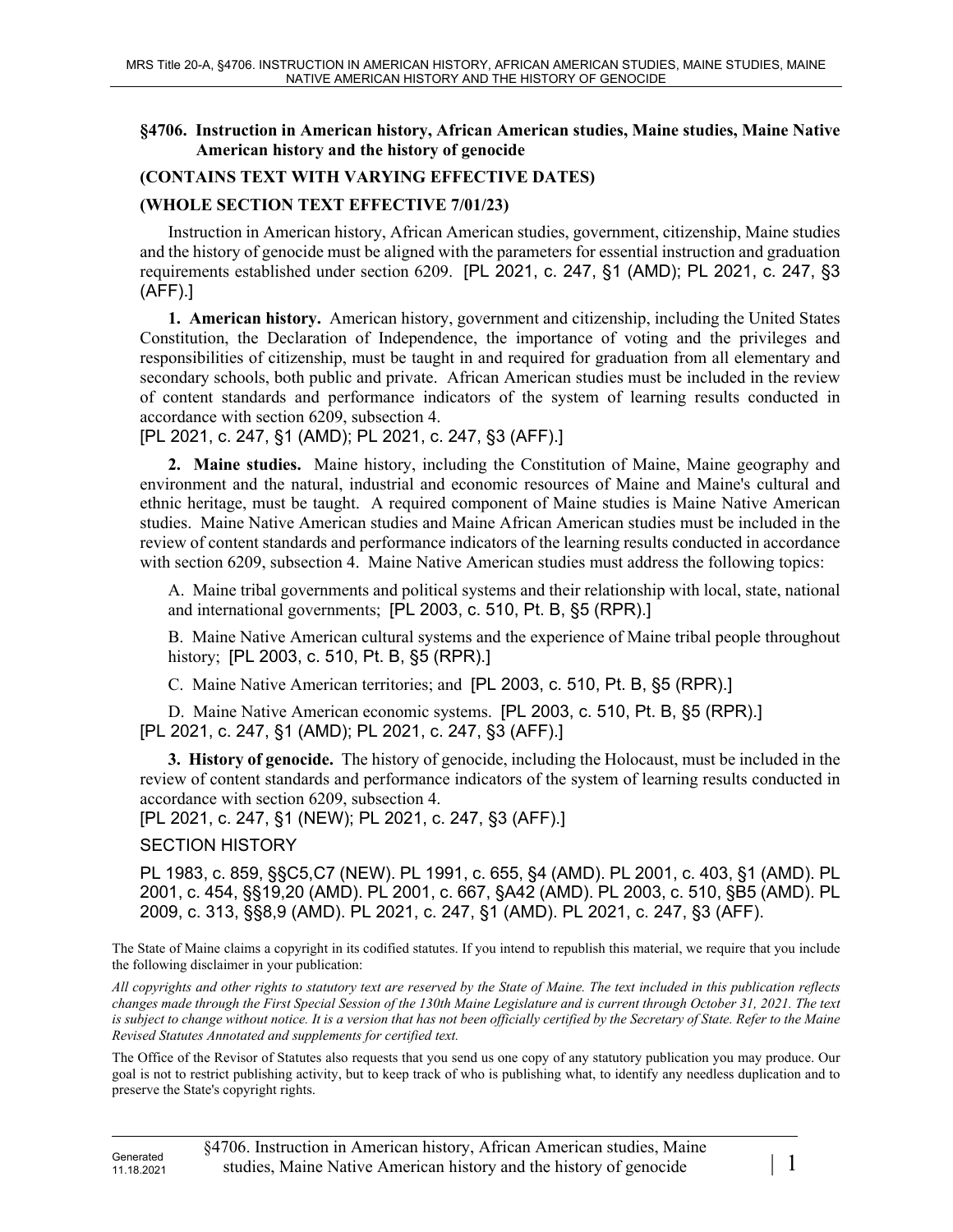## §4706. Instruction in American history, African American studies, Maine studies, Maine Native American history and the history of genocide

**(CONTAINS TEXT WITH VARYING EFFECTIVE DATES)**

**(WHOLE SECTION TEXT EFFECTIVE 7/01/23)**

Instruction in American history, African American studies, government, citizenship, Maine studies and the history of genocide must be aligned with the parameters for essential instruction and graduation requirements established under section 6209. [PL 2021, c. 247, §1 (AMD); PL 2021, c. 247, §3 (AFF).]

**1. American history.** American history, government and citizenship, including the United States Constitution, the Declaration of Independence, the importance of voting and the privileges and responsibilities of citizenship, must be taught in and required for graduation from all elementary and secondary schools, both public and private. African American studies must be included in the review of content standards and performance indicators of the system of learning results conducted in accordance with section 6209, subsection 4.
[PL 2021, c. 247, §1 (AMD); PL 2021, c. 247, §3 (AFF).]

**2. Maine studies.** Maine history, including the Constitution of Maine, Maine geography and environment and the natural, industrial and economic resources of Maine and Maine's cultural and ethnic heritage, must be taught. A required component of Maine studies is Maine Native American studies. Maine Native American studies and Maine African American studies must be included in the review of content standards and performance indicators of the learning results conducted in accordance with section 6209, subsection 4. Maine Native American studies must address the following topics:

A. Maine tribal governments and political systems and their relationship with local, state, national and international governments; [PL 2003, c. 510, Pt. B, §5 (RPR).]

B. Maine Native American cultural systems and the experience of Maine tribal people throughout history; [PL 2003, c. 510, Pt. B, §5 (RPR).]

C. Maine Native American territories; and [PL 2003, c. 510, Pt. B, §5 (RPR).]

D. Maine Native American economic systems. [PL 2003, c. 510, Pt. B, §5 (RPR).]

[PL 2021, c. 247, §1 (AMD); PL 2021, c. 247, §3 (AFF).]

**3. History of genocide.** The history of genocide, including the Holocaust, must be included in the review of content standards and performance indicators of the system of learning results conducted in accordance with section 6209, subsection 4.
[PL 2021, c. 247, §1 (NEW); PL 2021, c. 247, §3 (AFF).]

SECTION HISTORY

PL 1983, c. 859, §§C5,C7 (NEW). PL 1991, c. 655, §4 (AMD). PL 2001, c. 403, §1 (AMD). PL 2001, c. 454, §§19,20 (AMD). PL 2001, c. 667, §A42 (AMD). PL 2003, c. 510, §B5 (AMD). PL 2009, c. 313, §§8,9 (AMD). PL 2021, c. 247, §1 (AMD). PL 2021, c. 247, §3 (AFF).

The State of Maine claims a copyright in its codified statutes. If you intend to republish this material, we require that you include the following disclaimer in your publication:

*All copyrights and other rights to statutory text are reserved by the State of Maine. The text included in this publication reflects changes made through the First Special Session of the 130th Maine Legislature and is current through October 31, 2021. The text is subject to change without notice. It is a version that has not been officially certified by the Secretary of State. Refer to the Maine Revised Statutes Annotated and supplements for certified text.*

The Office of the Revisor of Statutes also requests that you send us one copy of any statutory publication you may produce. Our goal is not to restrict publishing activity, but to keep track of who is publishing what, to identify any needless duplication and to preserve the State's copyright rights.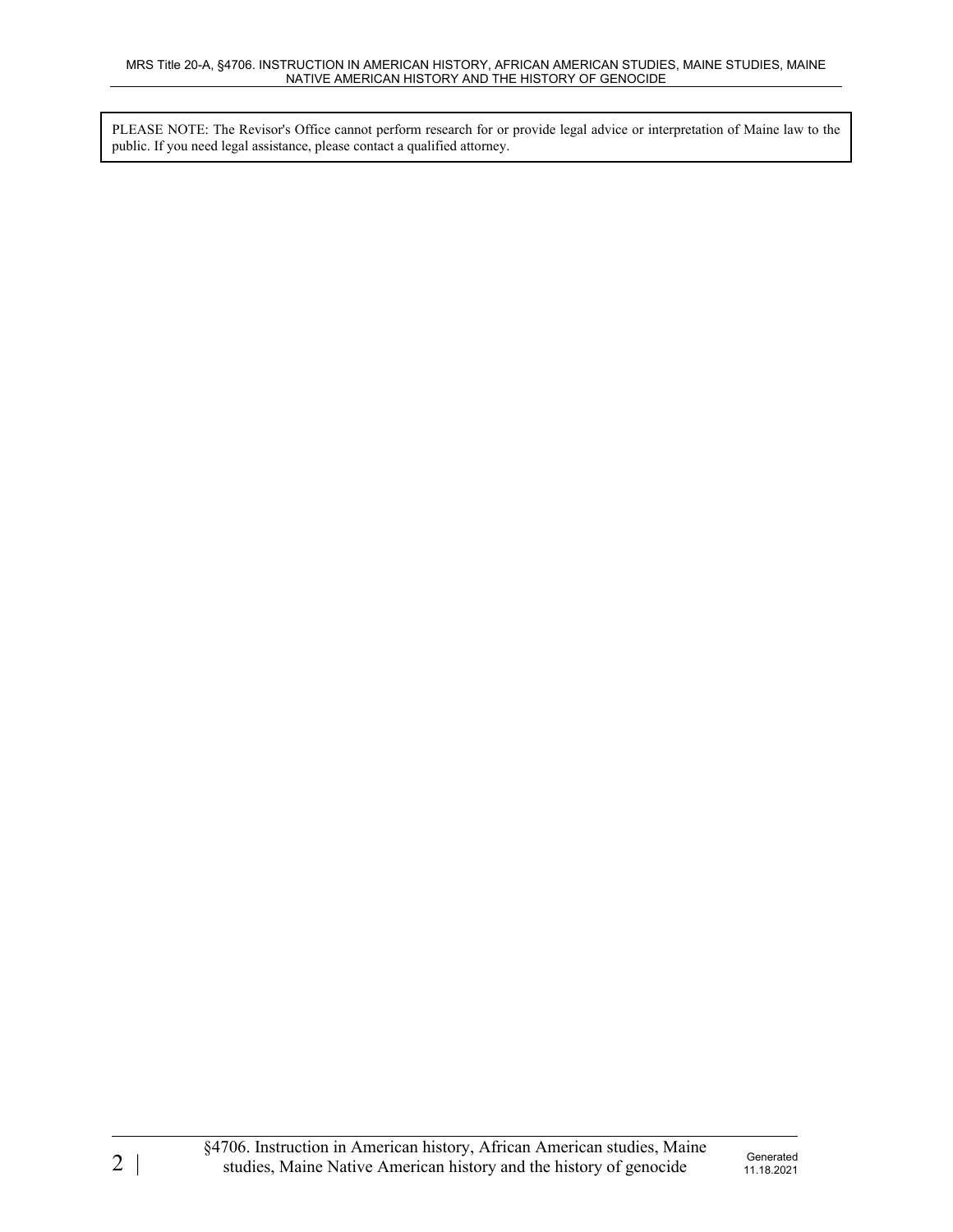PLEASE NOTE: The Revisor's Office cannot perform research for or provide legal advice or interpretation of Maine law to the public. If you need legal assistance, please contact a qualified attorney.